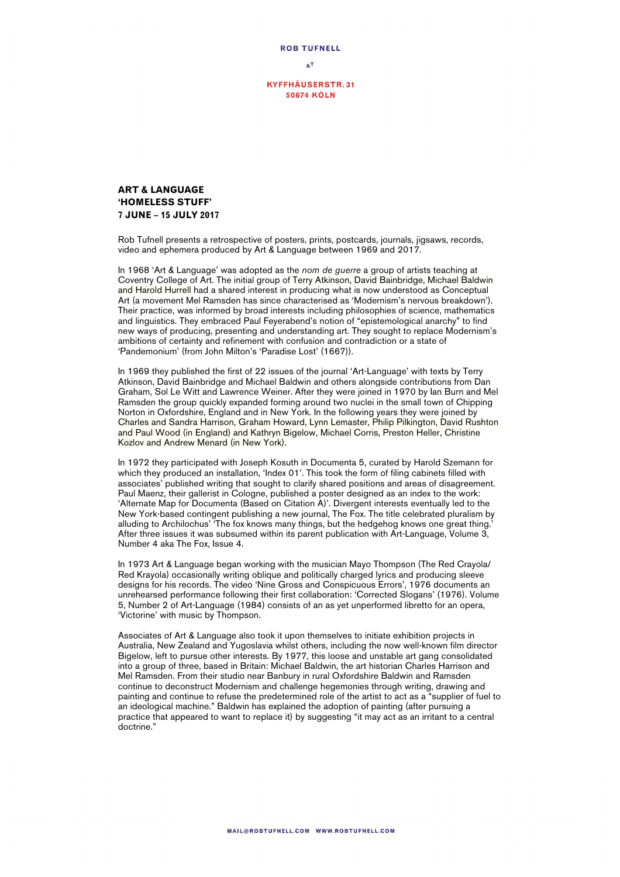**ROB TUFNELL**

AT

**KYFFHÄUSERSTR. 31**
**50674 KÖLN**

# ART & LANGUAGE
## 'HOMELESS STUFF'
### 7 JUNE – 15 JULY 2017

Rob Tufnell presents a retrospective of posters, prints, postcards, journals, jigsaws, records, video and ephemera produced by Art & Language between 1969 and 2017.

In 1968 'Art & Language' was adopted as the *nom de guerre* a group of artists teaching at Coventry College of Art. The initial group of Terry Atkinson, David Bainbridge, Michael Baldwin and Harold Hurrell had a shared interest in producing what is now understood as Conceptual Art (a movement Mel Ramsden has since characterised as 'Modernism's nervous breakdown'). Their practice, was informed by broad interests including philosophies of science, mathematics and linguistics. They embraced Paul Feyerabend's notion of "epistemological anarchy" to find new ways of producing, presenting and understanding art. They sought to replace Modernism's ambitions of certainty and refinement with confusion and contradiction or a state of 'Pandemonium' (from John Milton's 'Paradise Lost' (1667)).

In 1969 they published the first of 22 issues of the journal 'Art-Language' with texts by Terry Atkinson, David Bainbridge and Michael Baldwin and others alongside contributions from Dan Graham, Sol Le Witt and Lawrence Weiner. After they were joined in 1970 by Ian Burn and Mel Ramsden the group quickly expanded forming around two nuclei in the small town of Chipping Norton in Oxfordshire, England and in New York. In the following years they were joined by Charles and Sandra Harrison, Graham Howard, Lynn Lemaster, Philip Pilkington, David Rushton and Paul Wood (in England) and Kathryn Bigelow, Michael Corris, Preston Heller, Christine Kozlov and Andrew Menard (in New York).

In 1972 they participated with Joseph Kosuth in Documenta 5, curated by Harold Szemann for which they produced an installation, 'Index 01'. This took the form of filing cabinets filled with associates' published writing that sought to clarify shared positions and areas of disagreement. Paul Maenz, their gallerist in Cologne, published a poster designed as an index to the work: 'Alternate Map for Documenta (Based on Citation A)'. Divergent interests eventually led to the New York-based contingent publishing a new journal, The Fox. The title celebrated pluralism by alluding to Archilochus' 'The fox knows many things, but the hedgehog knows one great thing.' After three issues it was subsumed within its parent publication with Art-Language, Volume 3, Number 4 aka The Fox, Issue 4.

In 1973 Art & Language began working with the musician Mayo Thompson (The Red Crayola/ Red Krayola) occasionally writing oblique and politically charged lyrics and producing sleeve designs for his records. The video 'Nine Gross and Conspicuous Errors', 1976 documents an unrehearsed performance following their first collaboration: 'Corrected Slogans' (1976). Volume 5, Number 2 of Art-Language (1984) consists of an as yet unperformed libretto for an opera, 'Victorine' with music by Thompson.

Associates of Art & Language also took it upon themselves to initiate exhibition projects in Australia, New Zealand and Yugoslavia whilst others, including the now well-known film director Bigelow, left to pursue other interests. By 1977, this loose and unstable art gang consolidated into a group of three, based in Britain: Michael Baldwin, the art historian Charles Harrison and Mel Ramsden. From their studio near Banbury in rural Oxfordshire Baldwin and Ramsden continue to deconstruct Modernism and challenge hegemonies through writing, drawing and painting and continue to refuse the predetermined role of the artist to act as a "supplier of fuel to an ideological machine." Baldwin has explained the adoption of painting (after pursuing a practice that appeared to want to replace it) by suggesting "it may act as an irritant to a central doctrine."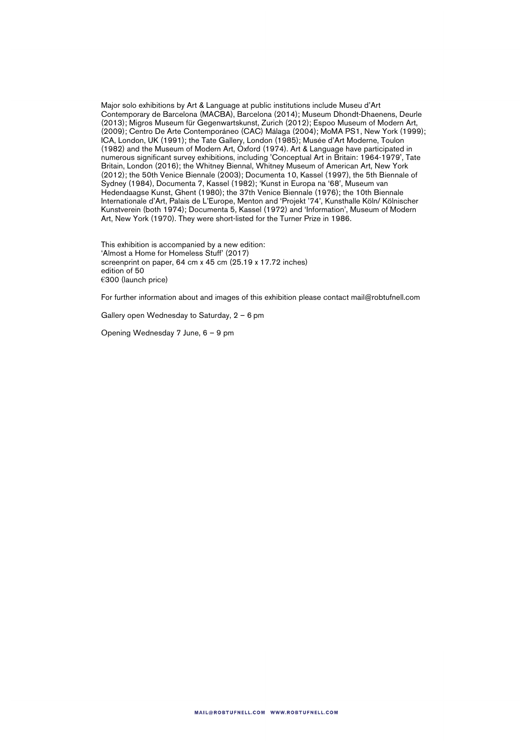Major solo exhibitions by Art & Language at public institutions include Museu d'Art Contemporary de Barcelona (MACBA), Barcelona (2014); Museum Dhondt-Dhaenens, Deurle (2013); Migros Museum für Gegenwartskunst, Zurich (2012); Espoo Museum of Modern Art, (2009); Centro De Arte Contemporáneo (CAC) Málaga (2004); MoMA PS1, New York (1999); ICA, London, UK (1991); the Tate Gallery, London (1985); Musée d'Art Moderne, Toulon (1982) and the Museum of Modern Art, Oxford (1974). Art & Language have participated in numerous significant survey exhibitions, including 'Conceptual Art in Britain: 1964-1979', Tate Britain, London (2016); the Whitney Biennal, Whitney Museum of American Art, New York (2012); the 50th Venice Biennale (2003); Documenta 10, Kassel (1997), the 5th Biennale of Sydney (1984), Documenta 7, Kassel (1982); 'Kunst in Europa na '68', Museum van Hedendaagse Kunst, Ghent (1980); the 37th Venice Biennale (1976); the 10th Biennale Internationale d'Art, Palais de L'Europe, Menton and 'Projekt '74', Kunsthalle Köln/ Kölnischer Kunstverein (both 1974); Documenta 5, Kassel (1972) and 'Information', Museum of Modern Art, New York (1970). They were short-listed for the Turner Prize in 1986.

This exhibition is accompanied by a new edition:
'Almost a Home for Homeless Stuff' (2017)
screenprint on paper, 64 cm x 45 cm (25.19 x 17.72 inches)
edition of 50
€300 (launch price)

For further information about and images of this exhibition please contact mail@robtufnell.com

Gallery open Wednesday to Saturday, 2 – 6 pm

Opening Wednesday 7 June, 6 – 9 pm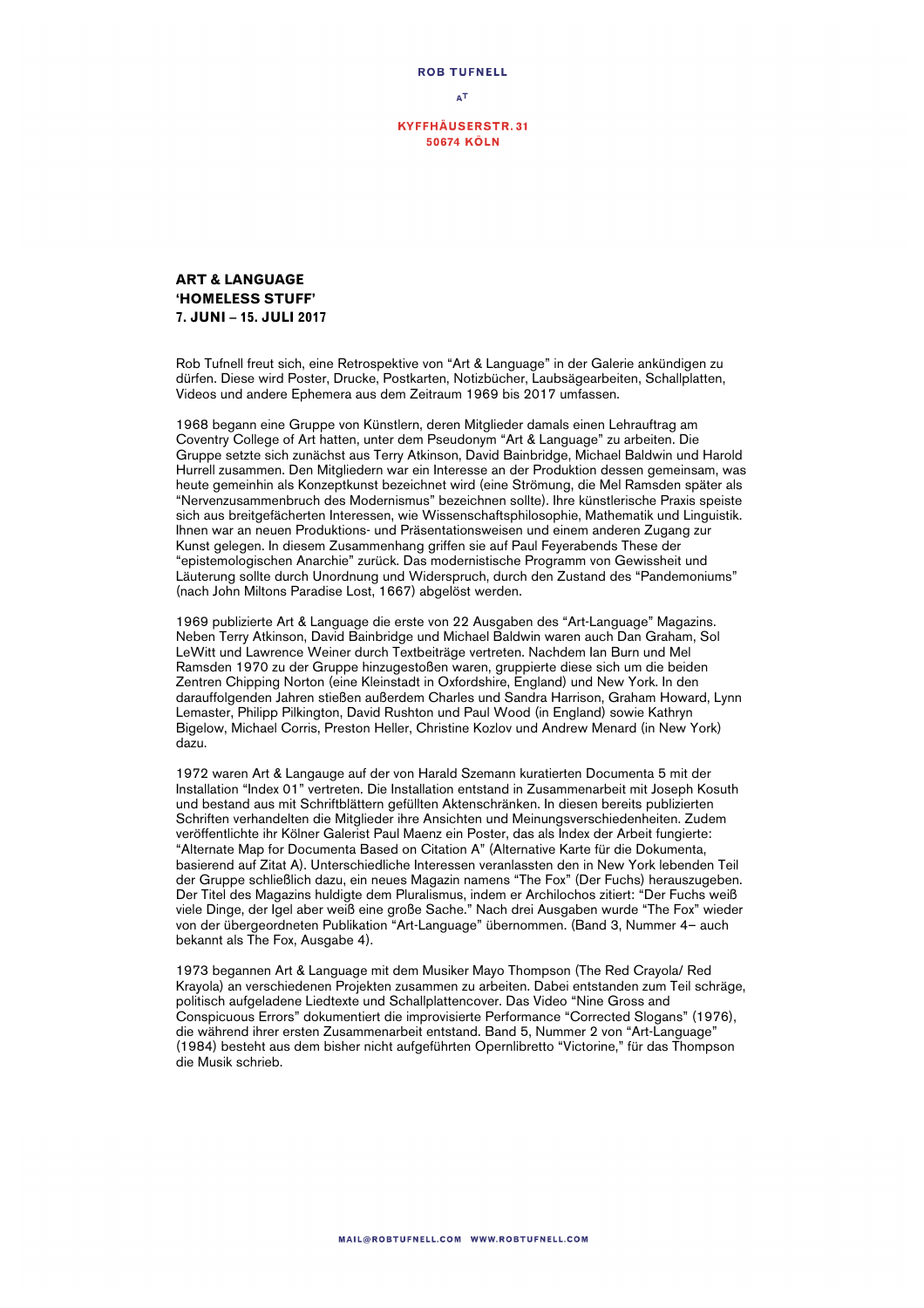**ART & LANGUAGE**
**'HOMELESS STUFF'**
**7. JUNI – 15. JULI 2017**

Rob Tufnell freut sich, eine Retrospektive von "Art & Language" in der Galerie ankündigen zu dürfen. Diese wird Poster, Drucke, Postkarten, Notizbücher, Laubsägearbeiten, Schallplatten, Videos und andere Ephemera aus dem Zeitraum 1969 bis 2017 umfassen.

1968 begann eine Gruppe von Künstlern, deren Mitglieder damals einen Lehrauftrag am Coventry College of Art hatten, unter dem Pseudonym "Art & Language" zu arbeiten. Die Gruppe setzte sich zunächst aus Terry Atkinson, David Bainbridge, Michael Baldwin und Harold Hurrell zusammen. Den Mitgliedern war ein Interesse an der Produktion dessen gemeinsam, was heute gemeinhin als Konzeptkunst bezeichnet wird (eine Strömung, die Mel Ramsden später als "Nervenzusammenbruch des Modernismus" bezeichnen sollte). Ihre künstlerische Praxis speiste sich aus breitgefächerten Interessen, wie Wissenschaftsphilosophie, Mathematik und Linguistik. Ihnen war an neuen Produktions- und Präsentationsweisen und einem anderen Zugang zur Kunst gelegen. In diesem Zusammenhang griffen sie auf Paul Feyerabends These der "epistemologischen Anarchie" zurück. Das modernistische Programm von Gewissheit und Läuterung sollte durch Unordnung und Widerspruch, durch den Zustand des "Pandemoniums" (nach John Miltons Paradise Lost, 1667) abgelöst werden.

1969 publizierte Art & Language die erste von 22 Ausgaben des "Art-Language" Magazins. Neben Terry Atkinson, David Bainbridge und Michael Baldwin waren auch Dan Graham, Sol LeWitt und Lawrence Weiner durch Textbeiträge vertreten. Nachdem Ian Burn und Mel Ramsden 1970 zu der Gruppe hinzugestoßen waren, gruppierte diese sich um die beiden Zentren Chipping Norton (eine Kleinstadt in Oxfordshire, England) und New York. In den darauffolgenden Jahren stießen außerdem Charles und Sandra Harrison, Graham Howard, Lynn Lemaster, Philipp Pilkington, David Rushton und Paul Wood (in England) sowie Kathryn Bigelow, Michael Corris, Preston Heller, Christine Kozlov und Andrew Menard (in New York) dazu.

1972 waren Art & Langauge auf der von Harald Szemann kuratierten Documenta 5 mit der Installation "Index 01" vertreten. Die Installation entstand in Zusammenarbeit mit Joseph Kosuth und bestand aus mit Schriftblättern gefüllten Aktenschränken. In diesen bereits publizierten Schriften verhandelten die Mitglieder ihre Ansichten und Meinungsverschiedenheiten. Zudem veröffentlichte ihr Kölner Galerist Paul Maenz ein Poster, das als Index der Arbeit fungierte: "Alternate Map for Documenta Based on Citation A" (Alternative Karte für die Dokumenta, basierend auf Zitat A). Unterschiedliche Interessen veranlassten den in New York lebenden Teil der Gruppe schließlich dazu, ein neues Magazin namens "The Fox" (Der Fuchs) herauszugeben. Der Titel des Magazins huldigte dem Pluralismus, indem er Archilochos zitiert: "Der Fuchs weiß viele Dinge, der Igel aber weiß eine große Sache." Nach drei Ausgaben wurde "The Fox" wieder von der übergeordneten Publikation "Art-Language" übernommen. (Band 3, Nummer 4– auch bekannt als The Fox, Ausgabe 4).

1973 begannen Art & Language mit dem Musiker Mayo Thompson (The Red Crayola/ Red Krayola) an verschiedenen Projekten zusammen zu arbeiten. Dabei entstanden zum Teil schräge, politisch aufgeladene Liedtexte und Schallplattencover. Das Video "Nine Gross and Conspicuous Errors" dokumentiert die improvisierte Performance "Corrected Slogans" (1976), die während ihrer ersten Zusammenarbeit entstand. Band 5, Nummer 2 von "Art-Language" (1984) besteht aus dem bisher nicht aufgeführten Opernlibretto "Victorine," für das Thompson die Musik schrieb.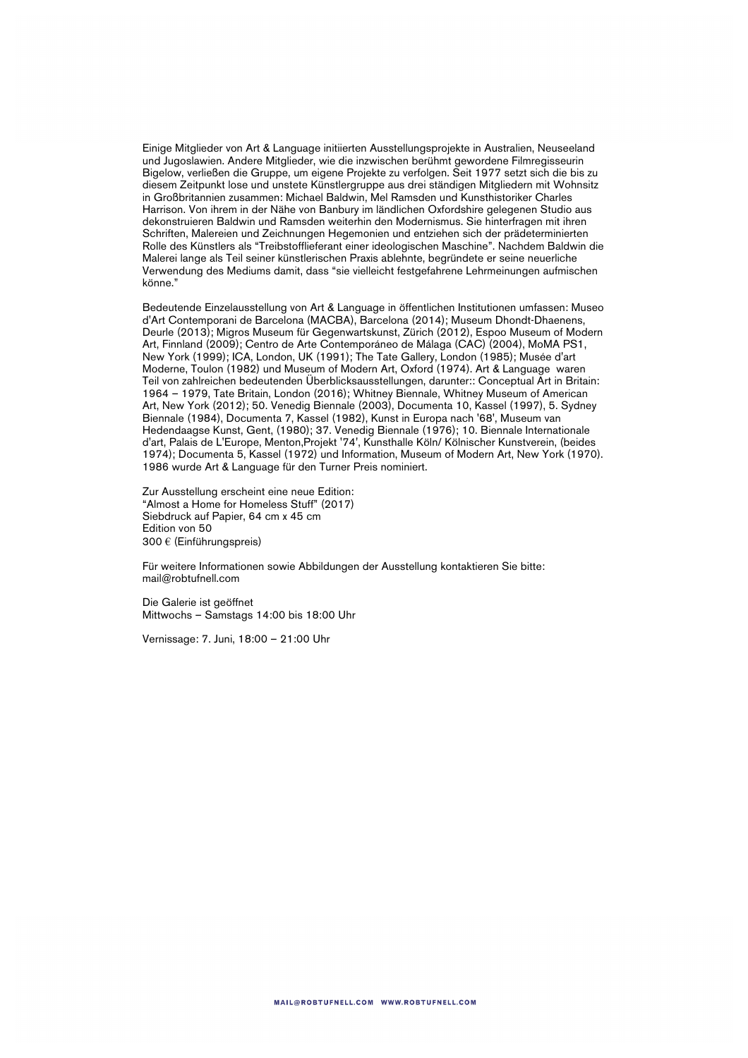Einige Mitglieder von Art & Language initiierten Ausstellungsprojekte in Australien, Neuseeland und Jugoslawien. Andere Mitglieder, wie die inzwischen berühmt gewordene Filmregisseurin Bigelow, verließen die Gruppe, um eigene Projekte zu verfolgen. Seit 1977 setzt sich die bis zu diesem Zeitpunkt lose und unstete Künstlergruppe aus drei ständigen Mitgliedern mit Wohnsitz in Großbritannien zusammen: Michael Baldwin, Mel Ramsden und Kunsthistoriker Charles Harrison. Von ihrem in der Nähe von Banbury im ländlichen Oxfordshire gelegenen Studio aus dekonstruieren Baldwin und Ramsden weiterhin den Modernismus. Sie hinterfragen mit ihren Schriften, Malereien und Zeichnungen Hegemonien und entziehen sich der prädeterminierten Rolle des Künstlers als "Treibstofflieferant einer ideologischen Maschine". Nachdem Baldwin die Malerei lange als Teil seiner künstlerischen Praxis ablehnte, begründete er seine neuerliche Verwendung des Mediums damit, dass "sie vielleicht festgefahrene Lehrmeinungen aufmischen könne."

Bedeutende Einzelausstellung von Art & Language in öffentlichen Institutionen umfassen: Museo d'Art Contemporani de Barcelona (MACBA), Barcelona (2014); Museum Dhondt-Dhaenens, Deurle (2013); Migros Museum für Gegenwartskunst, Zürich (2012), Espoo Museum of Modern Art, Finnland (2009); Centro de Arte Contemporáneo de Málaga (CAC) (2004), MoMA PS1, New York (1999); ICA, London, UK (1991); The Tate Gallery, London (1985); Musée d'art Moderne, Toulon (1982) und Museum of Modern Art, Oxford (1974). Art & Language waren Teil von zahlreichen bedeutenden Überblicksausstellungen, darunter:: Conceptual Art in Britain: 1964 – 1979, Tate Britain, London (2016); Whitney Biennale, Whitney Museum of American Art, New York (2012); 50. Venedig Biennale (2003), Documenta 10, Kassel (1997), 5. Sydney Biennale (1984), Documenta 7, Kassel (1982), Kunst in Europa nach '68', Museum van Hedendaagse Kunst, Gent, (1980); 37. Venedig Biennale (1976); 10. Biennale Internationale d'art, Palais de L'Europe, Menton,Projekt '74', Kunsthalle Köln/ Kölnischer Kunstverein, (beides 1974); Documenta 5, Kassel (1972) und Information, Museum of Modern Art, New York (1970). 1986 wurde Art & Language für den Turner Preis nominiert.

Zur Ausstellung erscheint eine neue Edition:
"Almost a Home for Homeless Stuff" (2017)
Siebdruck auf Papier, 64 cm x 45 cm
Edition von 50
300 € (Einführungspreis)

Für weitere Informationen sowie Abbildungen der Ausstellung kontaktieren Sie bitte:
mail@robtufnell.com

Die Galerie ist geöffnet
Mittwochs – Samstags 14:00 bis 18:00 Uhr

Vernissage: 7. Juni, 18:00 – 21:00 Uhr